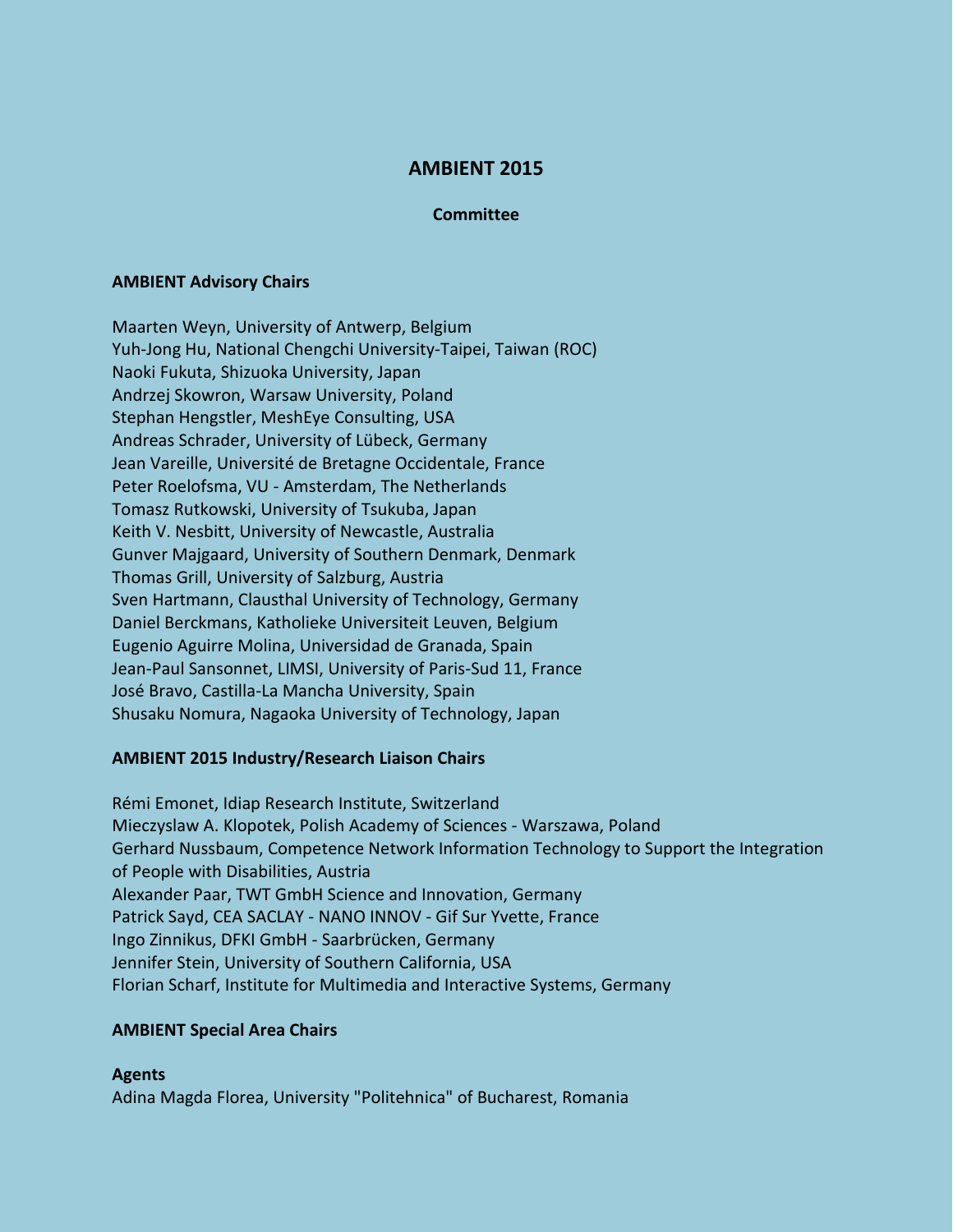# AMBIENT 2015

## Committee

### AMBIENT Advisory Chairs

Maarten Weyn, University of Antwerp, Belgium
Yuh-Jong Hu, National Chengchi University-Taipei, Taiwan (ROC)
Naoki Fukuta, Shizuoka University, Japan
Andrzej Skowron, Warsaw University, Poland
Stephan Hengstler, MeshEye Consulting, USA
Andreas Schrader, University of Lübeck, Germany
Jean Vareille, Université de Bretagne Occidentale, France
Peter Roelofsma, VU - Amsterdam, The Netherlands
Tomasz Rutkowski, University of Tsukuba, Japan
Keith V. Nesbitt, University of Newcastle, Australia
Gunver Majgaard, University of Southern Denmark, Denmark
Thomas Grill, University of Salzburg, Austria
Sven Hartmann, Clausthal University of Technology, Germany
Daniel Berckmans, Katholieke Universiteit Leuven, Belgium
Eugenio Aguirre Molina, Universidad de Granada, Spain
Jean-Paul Sansonnet, LIMSI, University of Paris-Sud 11, France
José Bravo, Castilla-La Mancha University, Spain
Shusaku Nomura, Nagaoka University of Technology, Japan

### AMBIENT 2015 Industry/Research Liaison Chairs

Rémi Emonet, Idiap Research Institute, Switzerland
Mieczyslaw A. Klopotek, Polish Academy of Sciences - Warszawa, Poland
Gerhard Nussbaum, Competence Network Information Technology to Support the Integration of People with Disabilities, Austria
Alexander Paar, TWT GmbH Science and Innovation, Germany
Patrick Sayd, CEA SACLAY - NANO INNOV - Gif Sur Yvette, France
Ingo Zinnikus, DFKI GmbH - Saarbrücken, Germany
Jennifer Stein, University of Southern California, USA
Florian Scharf, Institute for Multimedia and Interactive Systems, Germany

### AMBIENT Special Area Chairs

**Agents**
Adina Magda Florea, University "Politehnica" of Bucharest, Romania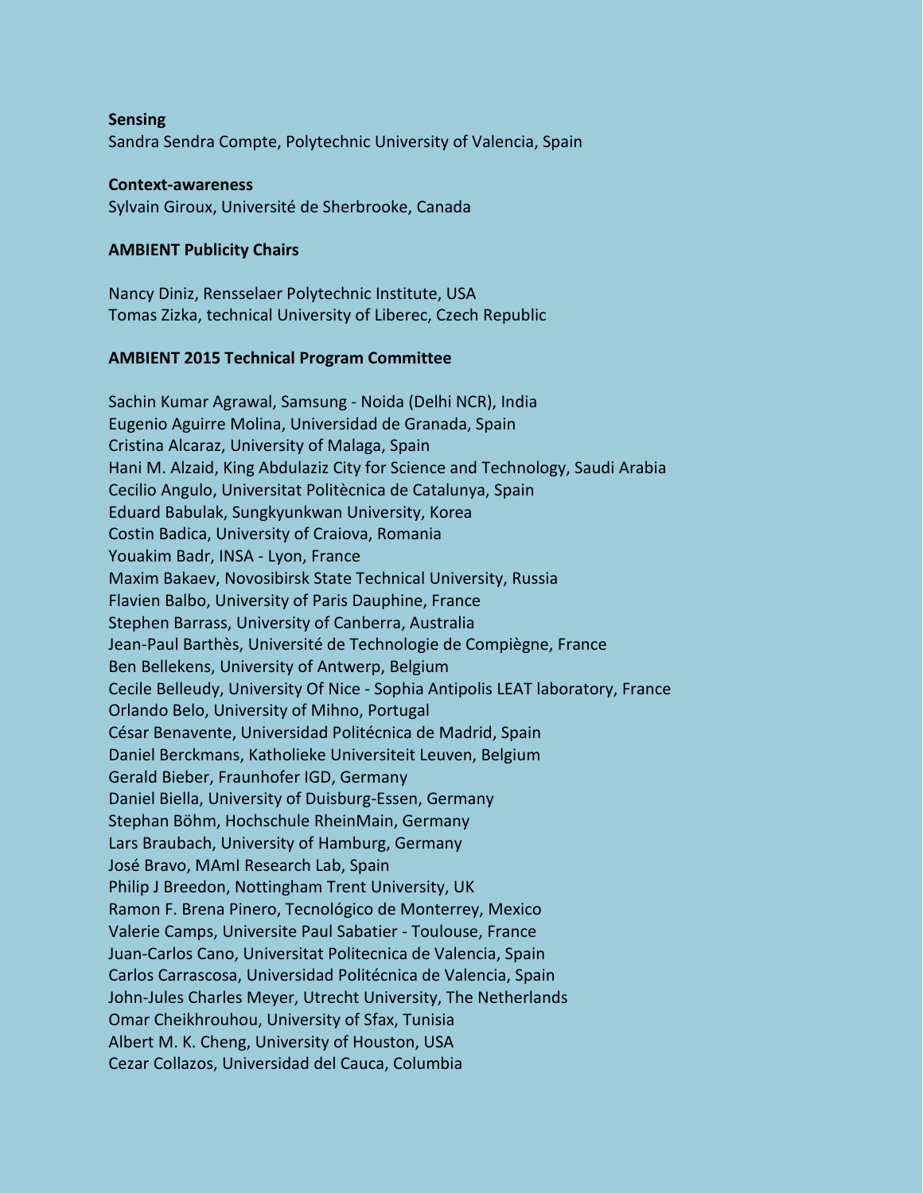**Sensing**

Sandra Sendra Compte, Polytechnic University of Valencia, Spain

**Context-awareness**

Sylvain Giroux, Université de Sherbrooke, Canada

**AMBIENT Publicity Chairs**

Nancy Diniz, Rensselaer Polytechnic Institute, USA
Tomas Zizka, technical University of Liberec, Czech Republic

**AMBIENT 2015 Technical Program Committee**

Sachin Kumar Agrawal, Samsung - Noida (Delhi NCR), India
Eugenio Aguirre Molina, Universidad de Granada, Spain
Cristina Alcaraz, University of Malaga, Spain
Hani M. Alzaid, King Abdulaziz City for Science and Technology, Saudi Arabia
Cecilio Angulo, Universitat Politècnica de Catalunya, Spain
Eduard Babulak, Sungkyunkwan University, Korea
Costin Badica, University of Craiova, Romania
Youakim Badr, INSA - Lyon, France
Maxim Bakaev, Novosibirsk State Technical University, Russia
Flavien Balbo, University of Paris Dauphine, France
Stephen Barrass, University of Canberra, Australia
Jean-Paul Barthès, Université de Technologie de Compiègne, France
Ben Bellekens, University of Antwerp, Belgium
Cecile Belleudy, University Of Nice - Sophia Antipolis LEAT laboratory, France
Orlando Belo, University of Mihno, Portugal
César Benavente, Universidad Politécnica de Madrid, Spain
Daniel Berckmans, Katholieke Universiteit Leuven, Belgium
Gerald Bieber, Fraunhofer IGD, Germany
Daniel Biella, University of Duisburg-Essen, Germany
Stephan Böhm, Hochschule RheinMain, Germany
Lars Braubach, University of Hamburg, Germany
José Bravo, MAmI Research Lab, Spain
Philip J Breedon, Nottingham Trent University, UK
Ramon F. Brena Pinero, Tecnológico de Monterrey, Mexico
Valerie Camps, Universite Paul Sabatier - Toulouse, France
Juan-Carlos Cano, Universitat Politecnica de Valencia, Spain
Carlos Carrascosa, Universidad Politécnica de Valencia, Spain
John-Jules Charles Meyer, Utrecht University, The Netherlands
Omar Cheikhrouhou, University of Sfax, Tunisia
Albert M. K. Cheng, University of Houston, USA
Cezar Collazos, Universidad del Cauca, Columbia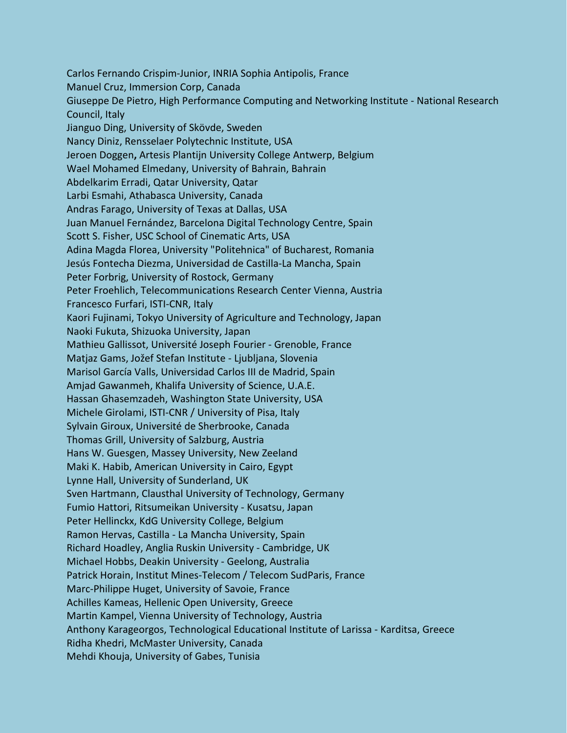Carlos Fernando Crispim-Junior, INRIA Sophia Antipolis, France
Manuel Cruz, Immersion Corp, Canada
Giuseppe De Pietro, High Performance Computing and Networking Institute - National Research Council, Italy
Jianguo Ding, University of Skövde, Sweden
Nancy Diniz, Rensselaer Polytechnic Institute, USA
Jeroen Doggen**,** Artesis Plantijn University College Antwerp, Belgium
Wael Mohamed Elmedany, University of Bahrain, Bahrain
Abdelkarim Erradi, Qatar University, Qatar
Larbi Esmahi, Athabasca University, Canada
Andras Farago, University of Texas at Dallas, USA
Juan Manuel Fernández, Barcelona Digital Technology Centre, Spain
Scott S. Fisher, USC School of Cinematic Arts, USA
Adina Magda Florea, University "Politehnica" of Bucharest, Romania
Jesús Fontecha Diezma, Universidad de Castilla-La Mancha, Spain
Peter Forbrig, University of Rostock, Germany
Peter Froehlich, Telecommunications Research Center Vienna, Austria
Francesco Furfari, ISTI-CNR, Italy
Kaori Fujinami, Tokyo University of Agriculture and Technology, Japan
Naoki Fukuta, Shizuoka University, Japan
Mathieu Gallissot, Université Joseph Fourier - Grenoble, France
Matjaz Gams, Jožef Stefan Institute - Ljubljana, Slovenia
Marisol García Valls, Universidad Carlos III de Madrid, Spain
Amjad Gawanmeh, Khalifa University of Science, U.A.E.
Hassan Ghasemzadeh, Washington State University, USA
Michele Girolami, ISTI-CNR / University of Pisa, Italy
Sylvain Giroux, Université de Sherbrooke, Canada
Thomas Grill, University of Salzburg, Austria
Hans W. Guesgen, Massey University, New Zeeland
Maki K. Habib, American University in Cairo, Egypt
Lynne Hall, University of Sunderland, UK
Sven Hartmann, Clausthal University of Technology, Germany
Fumio Hattori, Ritsumeikan University - Kusatsu, Japan
Peter Hellinckx, KdG University College, Belgium
Ramon Hervas, Castilla - La Mancha University, Spain
Richard Hoadley, Anglia Ruskin University - Cambridge, UK
Michael Hobbs, Deakin University - Geelong, Australia
Patrick Horain, Institut Mines-Telecom / Telecom SudParis, France
Marc-Philippe Huget, University of Savoie, France
Achilles Kameas, Hellenic Open University, Greece
Martin Kampel, Vienna University of Technology, Austria
Anthony Karageorgos, Technological Educational Institute of Larissa - Karditsa, Greece
Ridha Khedri, McMaster University, Canada
Mehdi Khouja, University of Gabes, Tunisia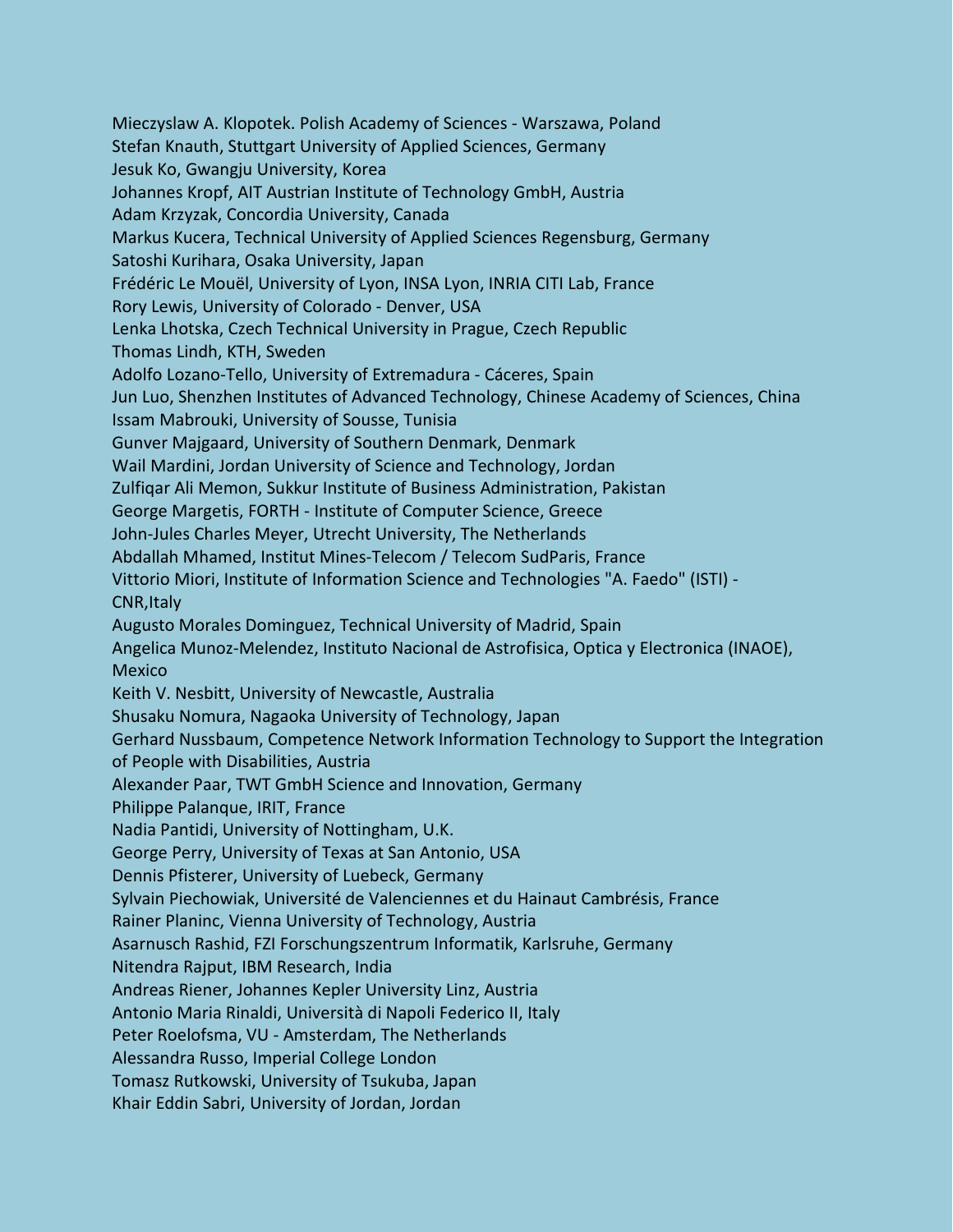Mieczyslaw A. Klopotek. Polish Academy of Sciences - Warszawa, Poland
Stefan Knauth, Stuttgart University of Applied Sciences, Germany
Jesuk Ko, Gwangju University, Korea
Johannes Kropf, AIT Austrian Institute of Technology GmbH, Austria
Adam Krzyzak, Concordia University, Canada
Markus Kucera, Technical University of Applied Sciences Regensburg, Germany
Satoshi Kurihara, Osaka University, Japan
Frédéric Le Mouël, University of Lyon, INSA Lyon, INRIA CITI Lab, France
Rory Lewis, University of Colorado - Denver, USA
Lenka Lhotska, Czech Technical University in Prague, Czech Republic
Thomas Lindh, KTH, Sweden
Adolfo Lozano-Tello, University of Extremadura - Cáceres, Spain
Jun Luo, Shenzhen Institutes of Advanced Technology, Chinese Academy of Sciences, China
Issam Mabrouki, University of Sousse, Tunisia
Gunver Majgaard, University of Southern Denmark, Denmark
Wail Mardini, Jordan University of Science and Technology, Jordan
Zulfiqar Ali Memon, Sukkur Institute of Business Administration, Pakistan
George Margetis, FORTH - Institute of Computer Science, Greece
John-Jules Charles Meyer, Utrecht University, The Netherlands
Abdallah Mhamed, Institut Mines-Telecom / Telecom SudParis, France
Vittorio Miori, Institute of Information Science and Technologies "A. Faedo" (ISTI) - CNR,Italy
Augusto Morales Dominguez, Technical University of Madrid, Spain
Angelica Munoz-Melendez, Instituto Nacional de Astrofisica, Optica y Electronica (INAOE), Mexico
Keith V. Nesbitt, University of Newcastle, Australia
Shusaku Nomura, Nagaoka University of Technology, Japan
Gerhard Nussbaum, Competence Network Information Technology to Support the Integration of People with Disabilities, Austria
Alexander Paar, TWT GmbH Science and Innovation, Germany
Philippe Palanque, IRIT, France
Nadia Pantidi, University of Nottingham, U.K.
George Perry, University of Texas at San Antonio, USA
Dennis Pfisterer, University of Luebeck, Germany
Sylvain Piechowiak, Université de Valenciennes et du Hainaut Cambrésis, France
Rainer Planinc, Vienna University of Technology, Austria
Asarnusch Rashid, FZI Forschungszentrum Informatik, Karlsruhe, Germany
Nitendra Rajput, IBM Research, India
Andreas Riener, Johannes Kepler University Linz, Austria
Antonio Maria Rinaldi, Università di Napoli Federico II, Italy
Peter Roelofsma, VU - Amsterdam, The Netherlands
Alessandra Russo, Imperial College London
Tomasz Rutkowski, University of Tsukuba, Japan
Khair Eddin Sabri, University of Jordan, Jordan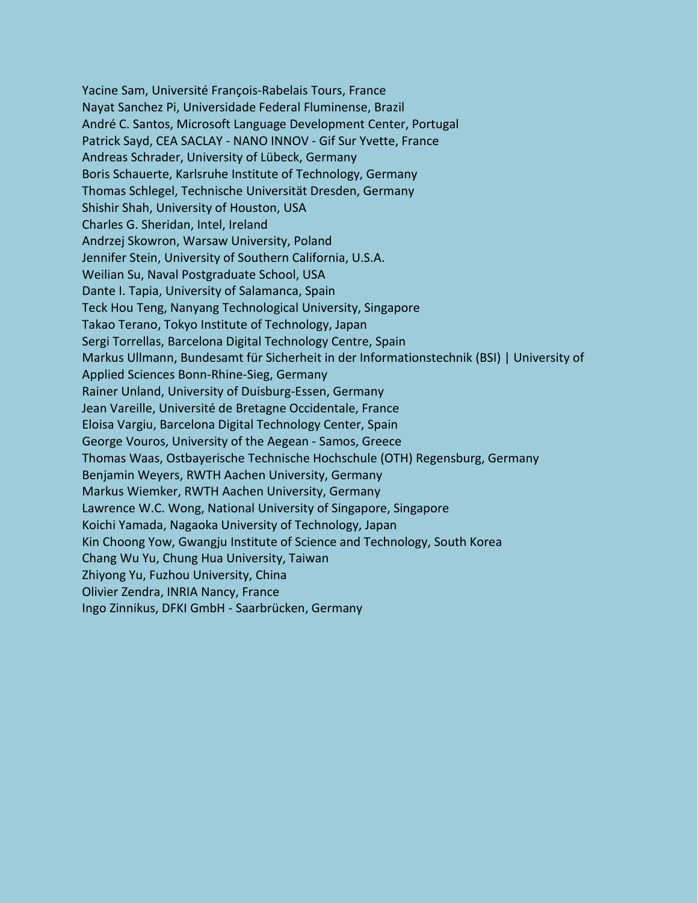Yacine Sam, Université François-Rabelais Tours, France
Nayat Sanchez Pi, Universidade Federal Fluminense, Brazil
André C. Santos, Microsoft Language Development Center, Portugal
Patrick Sayd, CEA SACLAY - NANO INNOV - Gif Sur Yvette, France
Andreas Schrader, University of Lübeck, Germany
Boris Schauerte, Karlsruhe Institute of Technology, Germany
Thomas Schlegel, Technische Universität Dresden, Germany
Shishir Shah, University of Houston, USA
Charles G. Sheridan, Intel, Ireland
Andrzej Skowron, Warsaw University, Poland
Jennifer Stein, University of Southern California, U.S.A.
Weilian Su, Naval Postgraduate School, USA
Dante I. Tapia, University of Salamanca, Spain
Teck Hou Teng, Nanyang Technological University, Singapore
Takao Terano, Tokyo Institute of Technology, Japan
Sergi Torrellas, Barcelona Digital Technology Centre, Spain
Markus Ullmann, Bundesamt für Sicherheit in der Informationstechnik (BSI) | University of Applied Sciences Bonn-Rhine-Sieg, Germany
Rainer Unland, University of Duisburg-Essen, Germany
Jean Vareille, Université de Bretagne Occidentale, France
Eloisa Vargiu, Barcelona Digital Technology Center, Spain
George Vouros, University of the Aegean - Samos, Greece
Thomas Waas, Ostbayerische Technische Hochschule (OTH) Regensburg, Germany
Benjamin Weyers, RWTH Aachen University, Germany
Markus Wiemker, RWTH Aachen University, Germany
Lawrence W.C. Wong, National University of Singapore, Singapore
Koichi Yamada, Nagaoka University of Technology, Japan
Kin Choong Yow, Gwangju Institute of Science and Technology, South Korea
Chang Wu Yu, Chung Hua University, Taiwan
Zhiyong Yu, Fuzhou University, China
Olivier Zendra, INRIA Nancy, France
Ingo Zinnikus, DFKI GmbH - Saarbrücken, Germany